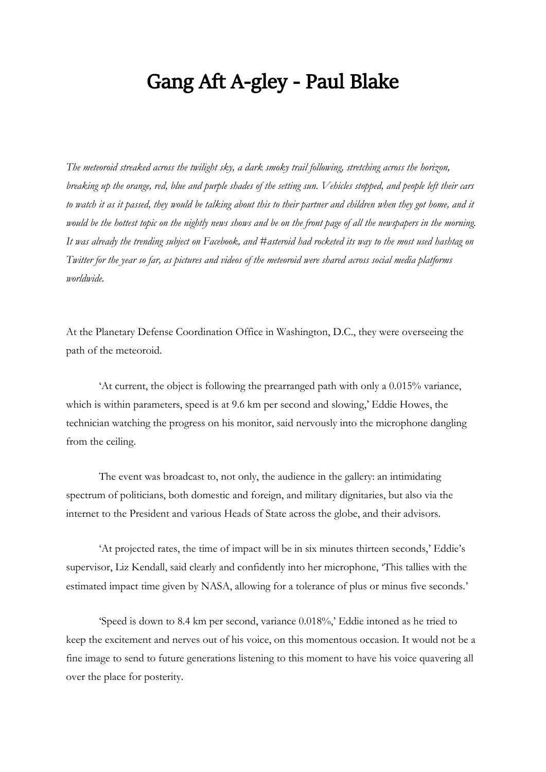# Gang Aft A-gley - Paul Blake

*The meteoroid streaked across the twilight sky, a dark smoky trail following, stretching across the horizon, breaking up the orange, red, blue and purple shades of the setting sun. Vehicles stopped, and people left their cars to watch it as it passed, they would be talking about this to their partner and children when they got home, and it would be the hottest topic on the nightly news shows and be on the front page of all the newspapers in the morning. It was already the trending subject on Facebook, and #asteroid had rocketed its way to the most used hashtag on Twitter for the year so far, as pictures and videos of the meteoroid were shared across social media platforms worldwide.*

At the Planetary Defense Coordination Office in Washington, D.C., they were overseeing the path of the meteoroid.

'At current, the object is following the prearranged path with only a 0.015% variance, which is within parameters, speed is at 9.6 km per second and slowing,' Eddie Howes, the technician watching the progress on his monitor, said nervously into the microphone dangling from the ceiling.

The event was broadcast to, not only, the audience in the gallery: an intimidating spectrum of politicians, both domestic and foreign, and military dignitaries, but also via the internet to the President and various Heads of State across the globe, and their advisors.

'At projected rates, the time of impact will be in six minutes thirteen seconds,' Eddie's supervisor, Liz Kendall, said clearly and confidently into her microphone, 'This tallies with the estimated impact time given by NASA, allowing for a tolerance of plus or minus five seconds.'

'Speed is down to 8.4 km per second, variance 0.018%,' Eddie intoned as he tried to keep the excitement and nerves out of his voice, on this momentous occasion. It would not be a fine image to send to future generations listening to this moment to have his voice quavering all over the place for posterity.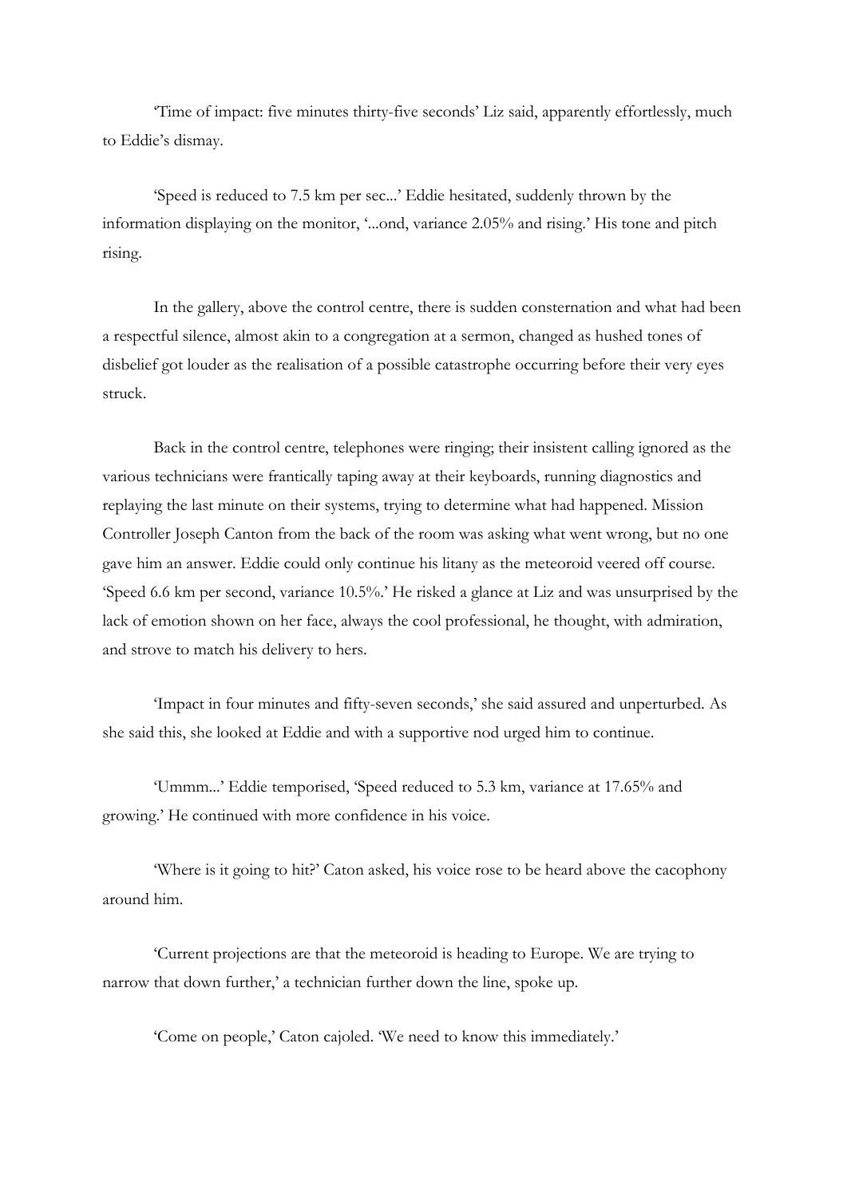'Time of impact: five minutes thirty-five seconds' Liz said, apparently effortlessly, much to Eddie's dismay.

'Speed is reduced to 7.5 km per sec...' Eddie hesitated, suddenly thrown by the information displaying on the monitor, '...ond, variance 2.05% and rising.' His tone and pitch rising.

In the gallery, above the control centre, there is sudden consternation and what had been a respectful silence, almost akin to a congregation at a sermon, changed as hushed tones of disbelief got louder as the realisation of a possible catastrophe occurring before their very eyes struck.

Back in the control centre, telephones were ringing; their insistent calling ignored as the various technicians were frantically taping away at their keyboards, running diagnostics and replaying the last minute on their systems, trying to determine what had happened. Mission Controller Joseph Canton from the back of the room was asking what went wrong, but no one gave him an answer. Eddie could only continue his litany as the meteoroid veered off course. 'Speed 6.6 km per second, variance 10.5%.' He risked a glance at Liz and was unsurprised by the lack of emotion shown on her face, always the cool professional, he thought, with admiration, and strove to match his delivery to hers.

'Impact in four minutes and fifty-seven seconds,' she said assured and unperturbed. As she said this, she looked at Eddie and with a supportive nod urged him to continue.

'Ummm...' Eddie temporised, 'Speed reduced to 5.3 km, variance at 17.65% and growing.' He continued with more confidence in his voice.

'Where is it going to hit?' Caton asked, his voice rose to be heard above the cacophony around him.

'Current projections are that the meteoroid is heading to Europe. We are trying to narrow that down further,' a technician further down the line, spoke up.

'Come on people,' Caton cajoled. 'We need to know this immediately.'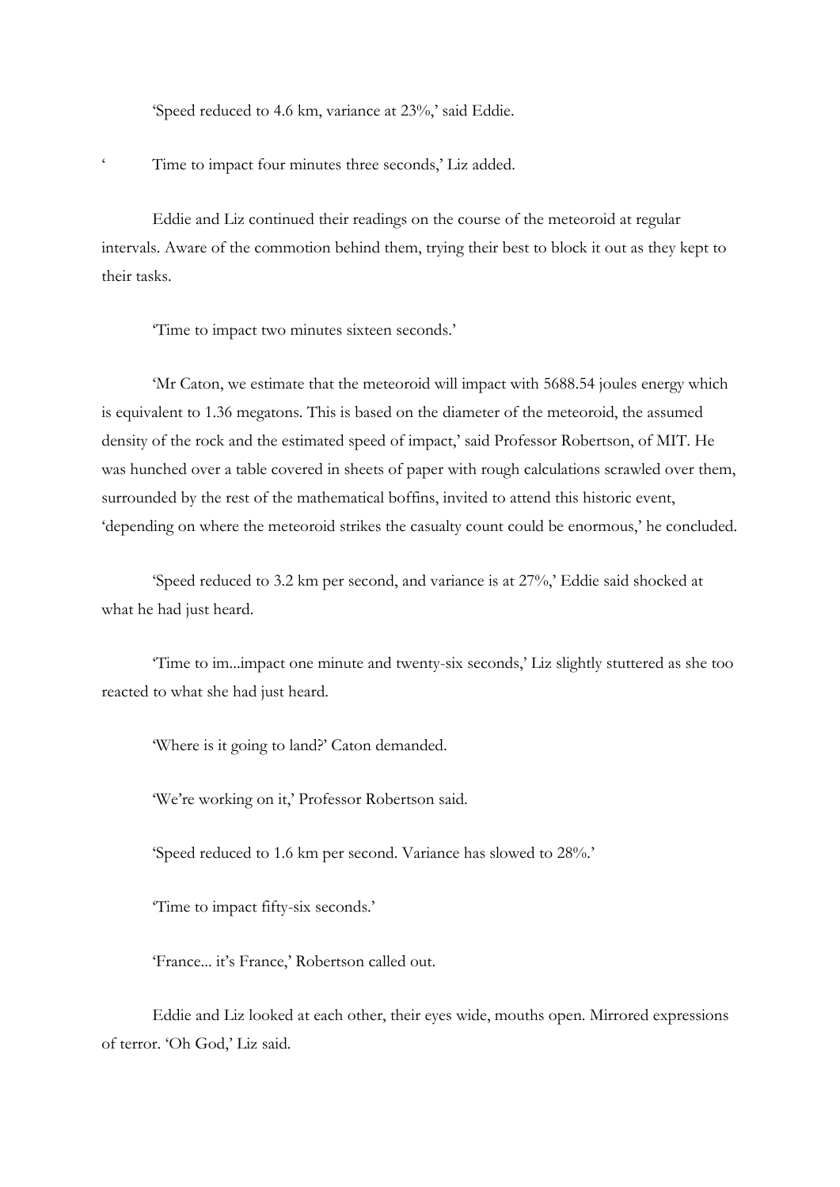'Speed reduced to 4.6 km, variance at 23%,' said Eddie.

' Time to impact four minutes three seconds,' Liz added.

Eddie and Liz continued their readings on the course of the meteoroid at regular intervals. Aware of the commotion behind them, trying their best to block it out as they kept to their tasks.

'Time to impact two minutes sixteen seconds.'

'Mr Caton, we estimate that the meteoroid will impact with 5688.54 joules energy which is equivalent to 1.36 megatons. This is based on the diameter of the meteoroid, the assumed density of the rock and the estimated speed of impact,' said Professor Robertson, of MIT. He was hunched over a table covered in sheets of paper with rough calculations scrawled over them, surrounded by the rest of the mathematical boffins, invited to attend this historic event, 'depending on where the meteoroid strikes the casualty count could be enormous,' he concluded.

'Speed reduced to 3.2 km per second, and variance is at 27%,' Eddie said shocked at what he had just heard.

'Time to im...impact one minute and twenty-six seconds,' Liz slightly stuttered as she too reacted to what she had just heard.

'Where is it going to land?' Caton demanded.

'We're working on it,' Professor Robertson said.

'Speed reduced to 1.6 km per second. Variance has slowed to 28%.'

'Time to impact fifty-six seconds.'

'France... it's France,' Robertson called out.

Eddie and Liz looked at each other, their eyes wide, mouths open. Mirrored expressions of terror. 'Oh God,' Liz said.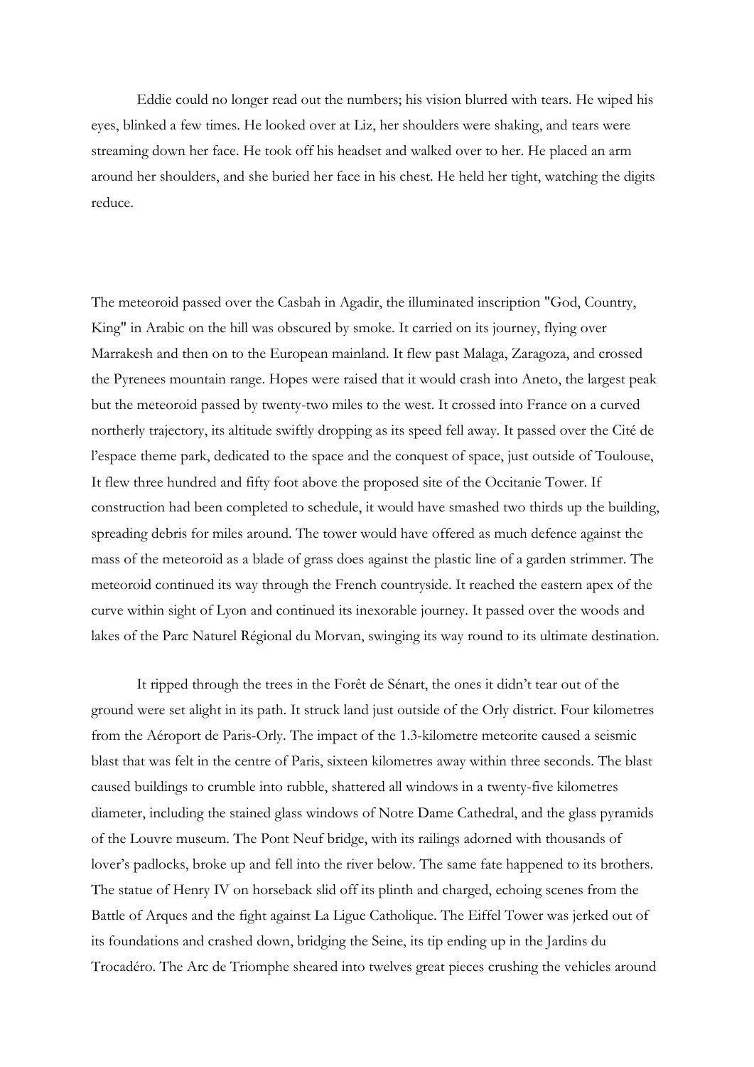Eddie could no longer read out the numbers; his vision blurred with tears. He wiped his eyes, blinked a few times. He looked over at Liz, her shoulders were shaking, and tears were streaming down her face. He took off his headset and walked over to her. He placed an arm around her shoulders, and she buried her face in his chest. He held her tight, watching the digits reduce.

The meteoroid passed over the Casbah in Agadir, the illuminated inscription "God, Country, King" in Arabic on the hill was obscured by smoke. It carried on its journey, flying over Marrakesh and then on to the European mainland. It flew past Malaga, Zaragoza, and crossed the Pyrenees mountain range. Hopes were raised that it would crash into Aneto, the largest peak but the meteoroid passed by twenty-two miles to the west. It crossed into France on a curved northerly trajectory, its altitude swiftly dropping as its speed fell away. It passed over the Cité de l'espace theme park, dedicated to the space and the conquest of space, just outside of Toulouse, It flew three hundred and fifty foot above the proposed site of the Occitanie Tower. If construction had been completed to schedule, it would have smashed two thirds up the building, spreading debris for miles around. The tower would have offered as much defence against the mass of the meteoroid as a blade of grass does against the plastic line of a garden strimmer. The meteoroid continued its way through the French countryside. It reached the eastern apex of the curve within sight of Lyon and continued its inexorable journey. It passed over the woods and lakes of the Parc Naturel Régional du Morvan, swinging its way round to its ultimate destination.

It ripped through the trees in the Forêt de Sénart, the ones it didn't tear out of the ground were set alight in its path. It struck land just outside of the Orly district. Four kilometres from the Aéroport de Paris-Orly. The impact of the 1.3-kilometre meteorite caused a seismic blast that was felt in the centre of Paris, sixteen kilometres away within three seconds. The blast caused buildings to crumble into rubble, shattered all windows in a twenty-five kilometres diameter, including the stained glass windows of Notre Dame Cathedral, and the glass pyramids of the Louvre museum. The Pont Neuf bridge, with its railings adorned with thousands of lover's padlocks, broke up and fell into the river below. The same fate happened to its brothers. The statue of Henry IV on horseback slid off its plinth and charged, echoing scenes from the Battle of Arques and the fight against La Ligue Catholique. The Eiffel Tower was jerked out of its foundations and crashed down, bridging the Seine, its tip ending up in the Jardins du Trocadéro. The Arc de Triomphe sheared into twelves great pieces crushing the vehicles around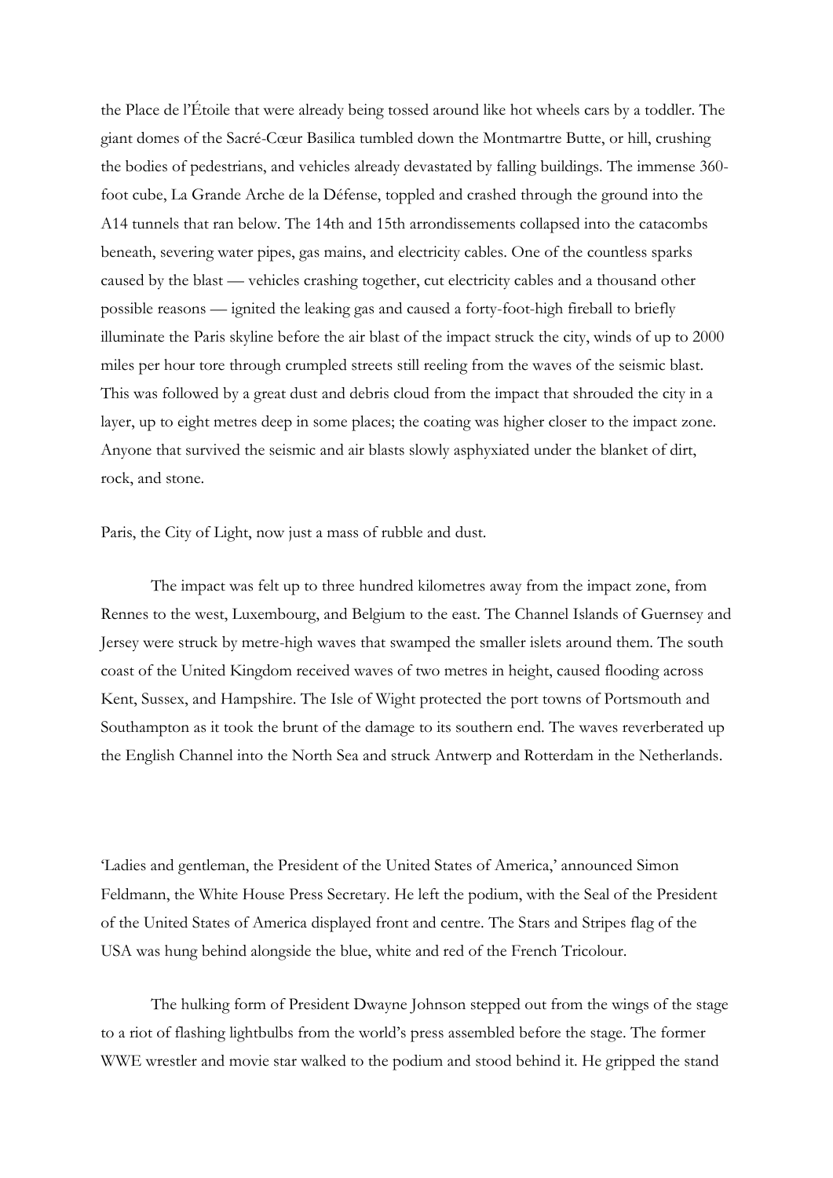the Place de l'Étoile that were already being tossed around like hot wheels cars by a toddler. The giant domes of the Sacré-Cœur Basilica tumbled down the Montmartre Butte, or hill, crushing the bodies of pedestrians, and vehicles already devastated by falling buildings. The immense 360-foot cube, La Grande Arche de la Défense, toppled and crashed through the ground into the A14 tunnels that ran below. The 14th and 15th arrondissements collapsed into the catacombs beneath, severing water pipes, gas mains, and electricity cables. One of the countless sparks caused by the blast — vehicles crashing together, cut electricity cables and a thousand other possible reasons — ignited the leaking gas and caused a forty-foot-high fireball to briefly illuminate the Paris skyline before the air blast of the impact struck the city, winds of up to 2000 miles per hour tore through crumpled streets still reeling from the waves of the seismic blast. This was followed by a great dust and debris cloud from the impact that shrouded the city in a layer, up to eight metres deep in some places; the coating was higher closer to the impact zone. Anyone that survived the seismic and air blasts slowly asphyxiated under the blanket of dirt, rock, and stone.

Paris, the City of Light, now just a mass of rubble and dust.

The impact was felt up to three hundred kilometres away from the impact zone, from Rennes to the west, Luxembourg, and Belgium to the east. The Channel Islands of Guernsey and Jersey were struck by metre-high waves that swamped the smaller islets around them. The south coast of the United Kingdom received waves of two metres in height, caused flooding across Kent, Sussex, and Hampshire. The Isle of Wight protected the port towns of Portsmouth and Southampton as it took the brunt of the damage to its southern end. The waves reverberated up the English Channel into the North Sea and struck Antwerp and Rotterdam in the Netherlands.

'Ladies and gentleman, the President of the United States of America,' announced Simon Feldmann, the White House Press Secretary. He left the podium, with the Seal of the President of the United States of America displayed front and centre. The Stars and Stripes flag of the USA was hung behind alongside the blue, white and red of the French Tricolour.

The hulking form of President Dwayne Johnson stepped out from the wings of the stage to a riot of flashing lightbulbs from the world's press assembled before the stage. The former WWE wrestler and movie star walked to the podium and stood behind it. He gripped the stand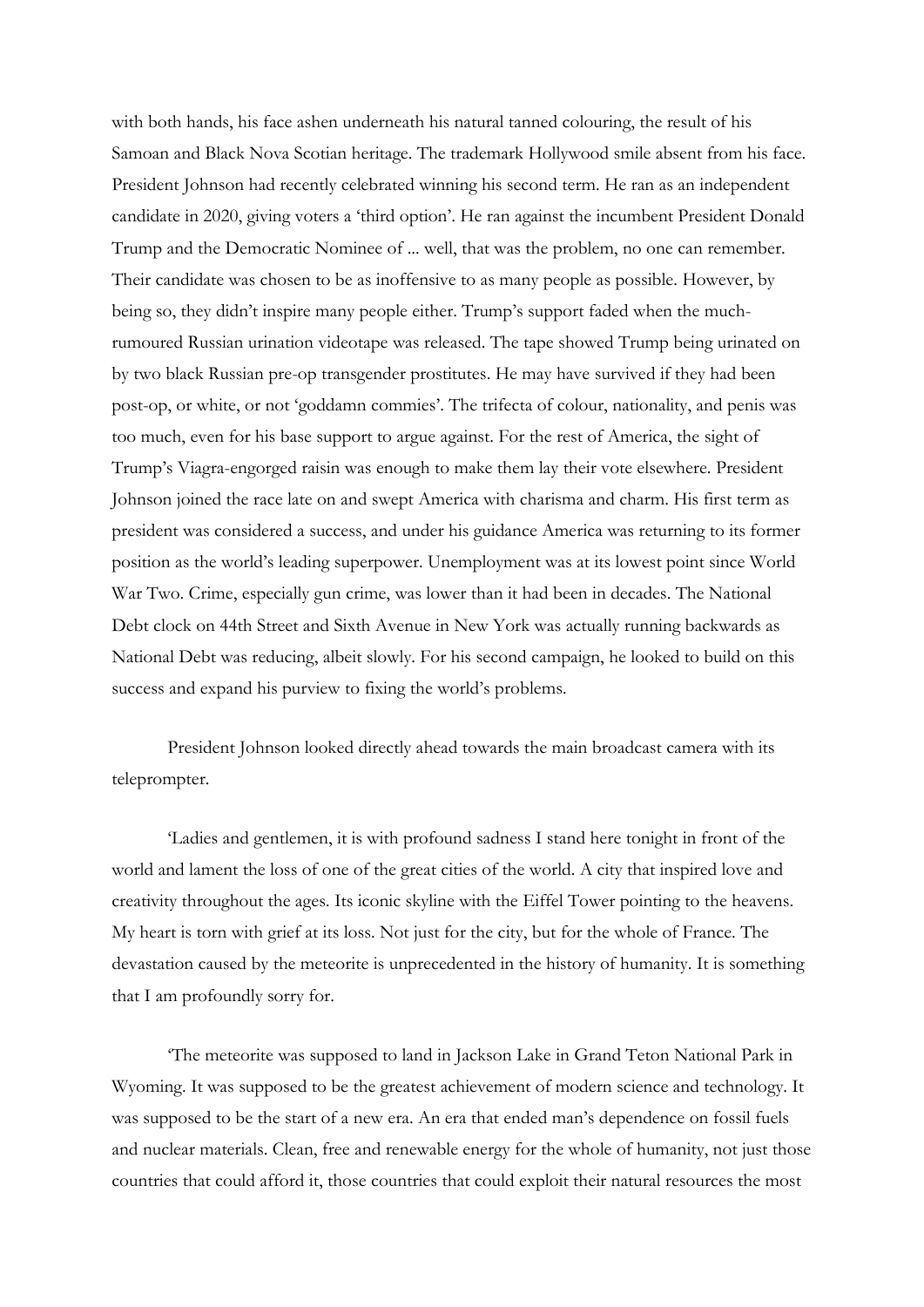with both hands, his face ashen underneath his natural tanned colouring, the result of his Samoan and Black Nova Scotian heritage. The trademark Hollywood smile absent from his face. President Johnson had recently celebrated winning his second term. He ran as an independent candidate in 2020, giving voters a 'third option'. He ran against the incumbent President Donald Trump and the Democratic Nominee of ... well, that was the problem, no one can remember. Their candidate was chosen to be as inoffensive to as many people as possible. However, by being so, they didn't inspire many people either. Trump's support faded when the much-rumoured Russian urination videotape was released. The tape showed Trump being urinated on by two black Russian pre-op transgender prostitutes. He may have survived if they had been post-op, or white, or not 'goddamn commies'. The trifecta of colour, nationality, and penis was too much, even for his base support to argue against. For the rest of America, the sight of Trump's Viagra-engorged raisin was enough to make them lay their vote elsewhere. President Johnson joined the race late on and swept America with charisma and charm. His first term as president was considered a success, and under his guidance America was returning to its former position as the world's leading superpower. Unemployment was at its lowest point since World War Two. Crime, especially gun crime, was lower than it had been in decades. The National Debt clock on 44th Street and Sixth Avenue in New York was actually running backwards as National Debt was reducing, albeit slowly. For his second campaign, he looked to build on this success and expand his purview to fixing the world's problems.

President Johnson looked directly ahead towards the main broadcast camera with its teleprompter.

'Ladies and gentlemen, it is with profound sadness I stand here tonight in front of the world and lament the loss of one of the great cities of the world. A city that inspired love and creativity throughout the ages. Its iconic skyline with the Eiffel Tower pointing to the heavens. My heart is torn with grief at its loss. Not just for the city, but for the whole of France. The devastation caused by the meteorite is unprecedented in the history of humanity. It is something that I am profoundly sorry for.

'The meteorite was supposed to land in Jackson Lake in Grand Teton National Park in Wyoming. It was supposed to be the greatest achievement of modern science and technology. It was supposed to be the start of a new era. An era that ended man's dependence on fossil fuels and nuclear materials. Clean, free and renewable energy for the whole of humanity, not just those countries that could afford it, those countries that could exploit their natural resources the most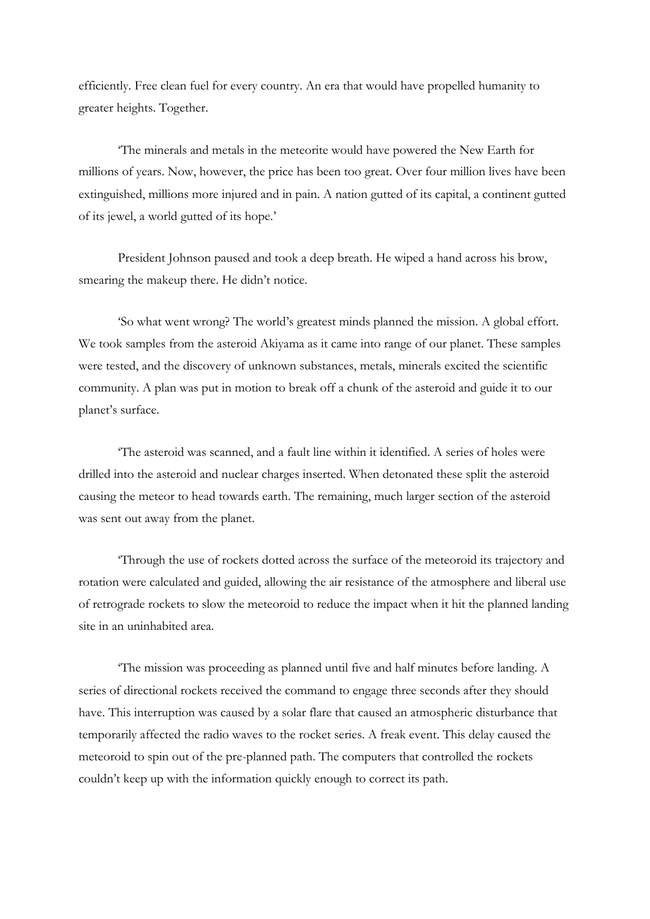efficiently. Free clean fuel for every country. An era that would have propelled humanity to greater heights. Together.

'The minerals and metals in the meteorite would have powered the New Earth for millions of years. Now, however, the price has been too great. Over four million lives have been extinguished, millions more injured and in pain. A nation gutted of its capital, a continent gutted of its jewel, a world gutted of its hope.'

President Johnson paused and took a deep breath. He wiped a hand across his brow, smearing the makeup there. He didn't notice.

'So what went wrong? The world's greatest minds planned the mission. A global effort. We took samples from the asteroid Akiyama as it came into range of our planet. These samples were tested, and the discovery of unknown substances, metals, minerals excited the scientific community. A plan was put in motion to break off a chunk of the asteroid and guide it to our planet's surface.

'The asteroid was scanned, and a fault line within it identified. A series of holes were drilled into the asteroid and nuclear charges inserted. When detonated these split the asteroid causing the meteor to head towards earth. The remaining, much larger section of the asteroid was sent out away from the planet.

'Through the use of rockets dotted across the surface of the meteoroid its trajectory and rotation were calculated and guided, allowing the air resistance of the atmosphere and liberal use of retrograde rockets to slow the meteoroid to reduce the impact when it hit the planned landing site in an uninhabited area.

'The mission was proceeding as planned until five and half minutes before landing. A series of directional rockets received the command to engage three seconds after they should have. This interruption was caused by a solar flare that caused an atmospheric disturbance that temporarily affected the radio waves to the rocket series. A freak event. This delay caused the meteoroid to spin out of the pre-planned path. The computers that controlled the rockets couldn't keep up with the information quickly enough to correct its path.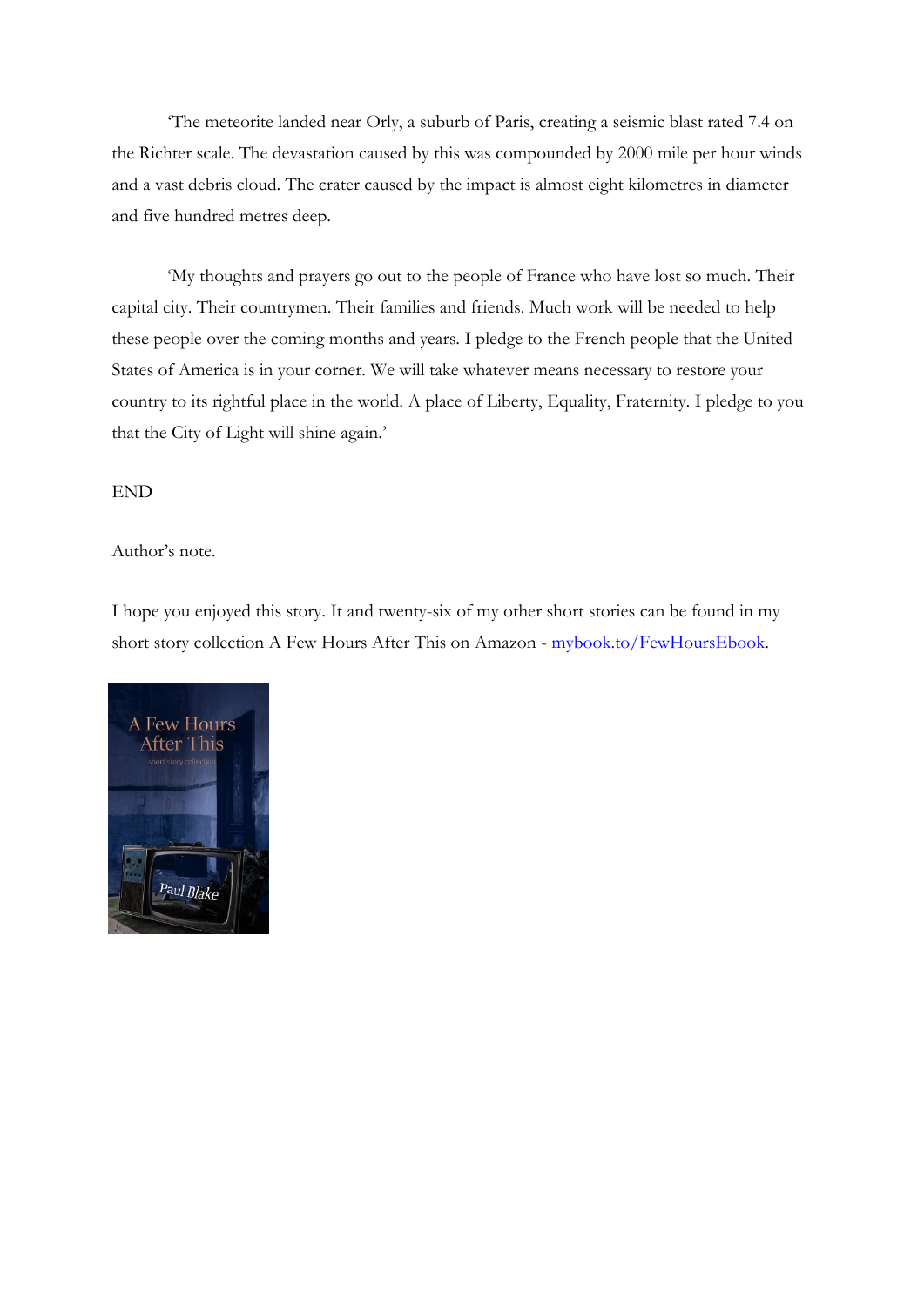'The meteorite landed near Orly, a suburb of Paris, creating a seismic blast rated 7.4 on the Richter scale. The devastation caused by this was compounded by 2000 mile per hour winds and a vast debris cloud. The crater caused by the impact is almost eight kilometres in diameter and five hundred metres deep.

'My thoughts and prayers go out to the people of France who have lost so much. Their capital city. Their countrymen. Their families and friends. Much work will be needed to help these people over the coming months and years. I pledge to the French people that the United States of America is in your corner. We will take whatever means necessary to restore your country to its rightful place in the world. A place of Liberty, Equality, Fraternity. I pledge to you that the City of Light will shine again.'

END

Author's note.

I hope you enjoyed this story. It and twenty-six of my other short stories can be found in my short story collection A Few Hours After This on Amazon - [mybook.to/FewHoursEbook](mybook.to/FewHoursEbook).